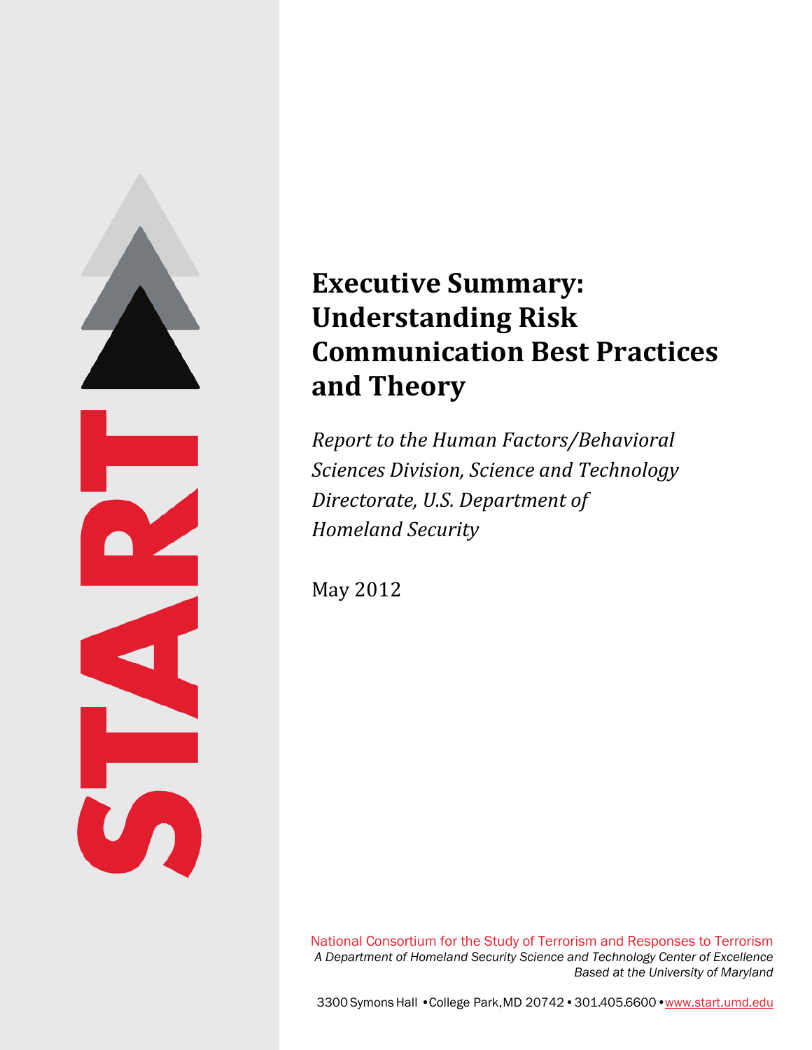# Executive Summary: Understanding Risk Communication Best Practices and Theory

*Report to the Human Factors/Behavioral Sciences Division, Science and Technology Directorate, U.S. Department of Homeland Security*

May 2012

National Consortium for the Study of Terrorism and Responses to Terrorism
*A Department of Homeland Security Science and Technology Center of Excellence*
*Based at the University of Maryland*

3300 Symons Hall • College Park, MD 20742 • 301.405.6600 • www.start.umd.edu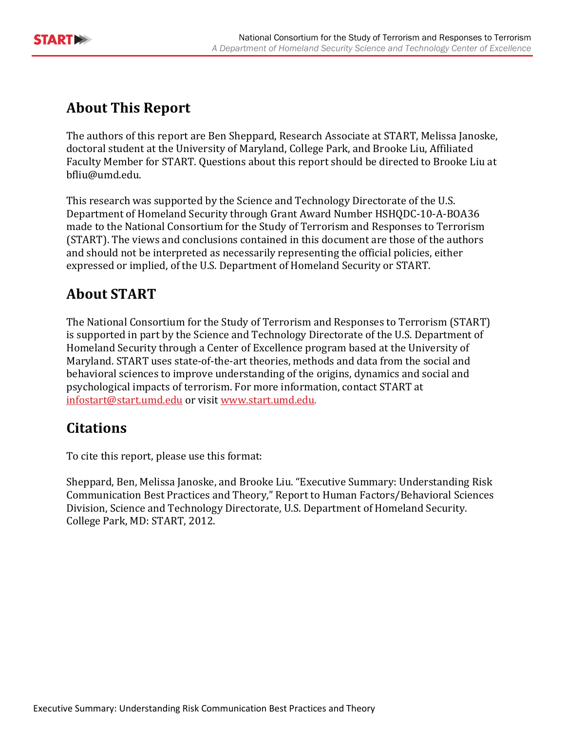## About This Report

The authors of this report are Ben Sheppard, Research Associate at START, Melissa Janoske, doctoral student at the University of Maryland, College Park, and Brooke Liu, Affiliated Faculty Member for START. Questions about this report should be directed to Brooke Liu at bfliu@umd.edu.

This research was supported by the Science and Technology Directorate of the U.S. Department of Homeland Security through Grant Award Number HSHQDC-10-A-BOA36 made to the National Consortium for the Study of Terrorism and Responses to Terrorism (START). The views and conclusions contained in this document are those of the authors and should not be interpreted as necessarily representing the official policies, either expressed or implied, of the U.S. Department of Homeland Security or START.

## About START

The National Consortium for the Study of Terrorism and Responses to Terrorism (START) is supported in part by the Science and Technology Directorate of the U.S. Department of Homeland Security through a Center of Excellence program based at the University of Maryland. START uses state-of-the-art theories, methods and data from the social and behavioral sciences to improve understanding of the origins, dynamics and social and psychological impacts of terrorism. For more information, contact START at infostart@start.umd.edu or visit www.start.umd.edu.

## Citations

To cite this report, please use this format:

Sheppard, Ben, Melissa Janoske, and Brooke Liu. "Executive Summary: Understanding Risk Communication Best Practices and Theory," Report to Human Factors/Behavioral Sciences Division, Science and Technology Directorate, U.S. Department of Homeland Security. College Park, MD: START, 2012.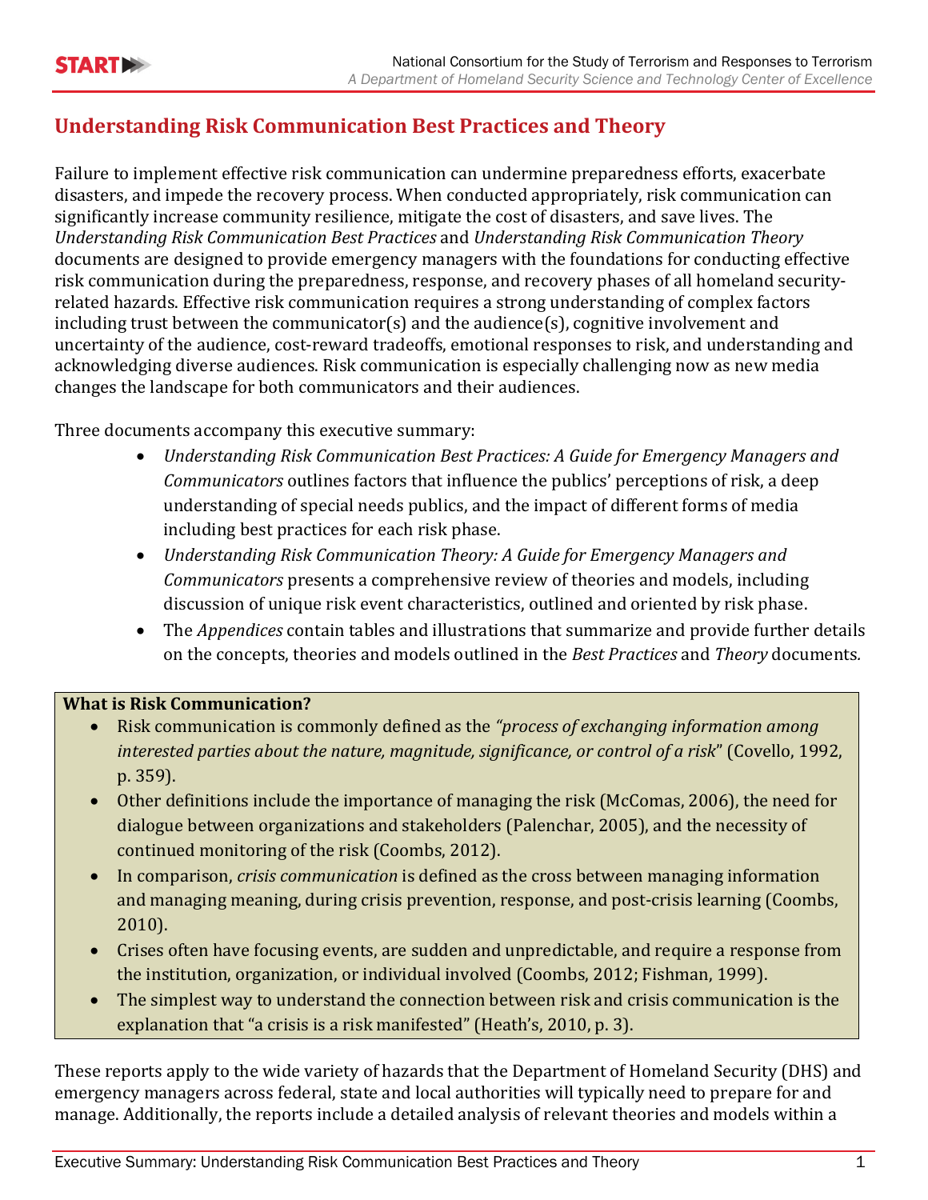## Understanding Risk Communication Best Practices and Theory

Failure to implement effective risk communication can undermine preparedness efforts, exacerbate disasters, and impede the recovery process. When conducted appropriately, risk communication can significantly increase community resilience, mitigate the cost of disasters, and save lives. The *Understanding Risk Communication Best Practices* and *Understanding Risk Communication Theory* documents are designed to provide emergency managers with the foundations for conducting effective risk communication during the preparedness, response, and recovery phases of all homeland security-related hazards. Effective risk communication requires a strong understanding of complex factors including trust between the communicator(s) and the audience(s), cognitive involvement and uncertainty of the audience, cost-reward tradeoffs, emotional responses to risk, and understanding and acknowledging diverse audiences. Risk communication is especially challenging now as new media changes the landscape for both communicators and their audiences.

Three documents accompany this executive summary:

- *Understanding Risk Communication Best Practices: A Guide for Emergency Managers and Communicators* outlines factors that influence the publics' perceptions of risk, a deep understanding of special needs publics, and the impact of different forms of media including best practices for each risk phase.
- *Understanding Risk Communication Theory: A Guide for Emergency Managers and Communicators* presents a comprehensive review of theories and models, including discussion of unique risk event characteristics, outlined and oriented by risk phase.
- The *Appendices* contain tables and illustrations that summarize and provide further details on the concepts, theories and models outlined in the *Best Practices* and *Theory* documents.

**What is Risk Communication?**

- Risk communication is commonly defined as the *"process of exchanging information among interested parties about the nature, magnitude, significance, or control of a risk"* (Covello, 1992, p. 359).
- Other definitions include the importance of managing the risk (McComas, 2006), the need for dialogue between organizations and stakeholders (Palenchar, 2005), and the necessity of continued monitoring of the risk (Coombs, 2012).
- In comparison, *crisis communication* is defined as the cross between managing information and managing meaning, during crisis prevention, response, and post-crisis learning (Coombs, 2010).
- Crises often have focusing events, are sudden and unpredictable, and require a response from the institution, organization, or individual involved (Coombs, 2012; Fishman, 1999).
- The simplest way to understand the connection between risk and crisis communication is the explanation that "a crisis is a risk manifested" (Heath's, 2010, p. 3).

These reports apply to the wide variety of hazards that the Department of Homeland Security (DHS) and emergency managers across federal, state and local authorities will typically need to prepare for and manage. Additionally, the reports include a detailed analysis of relevant theories and models within a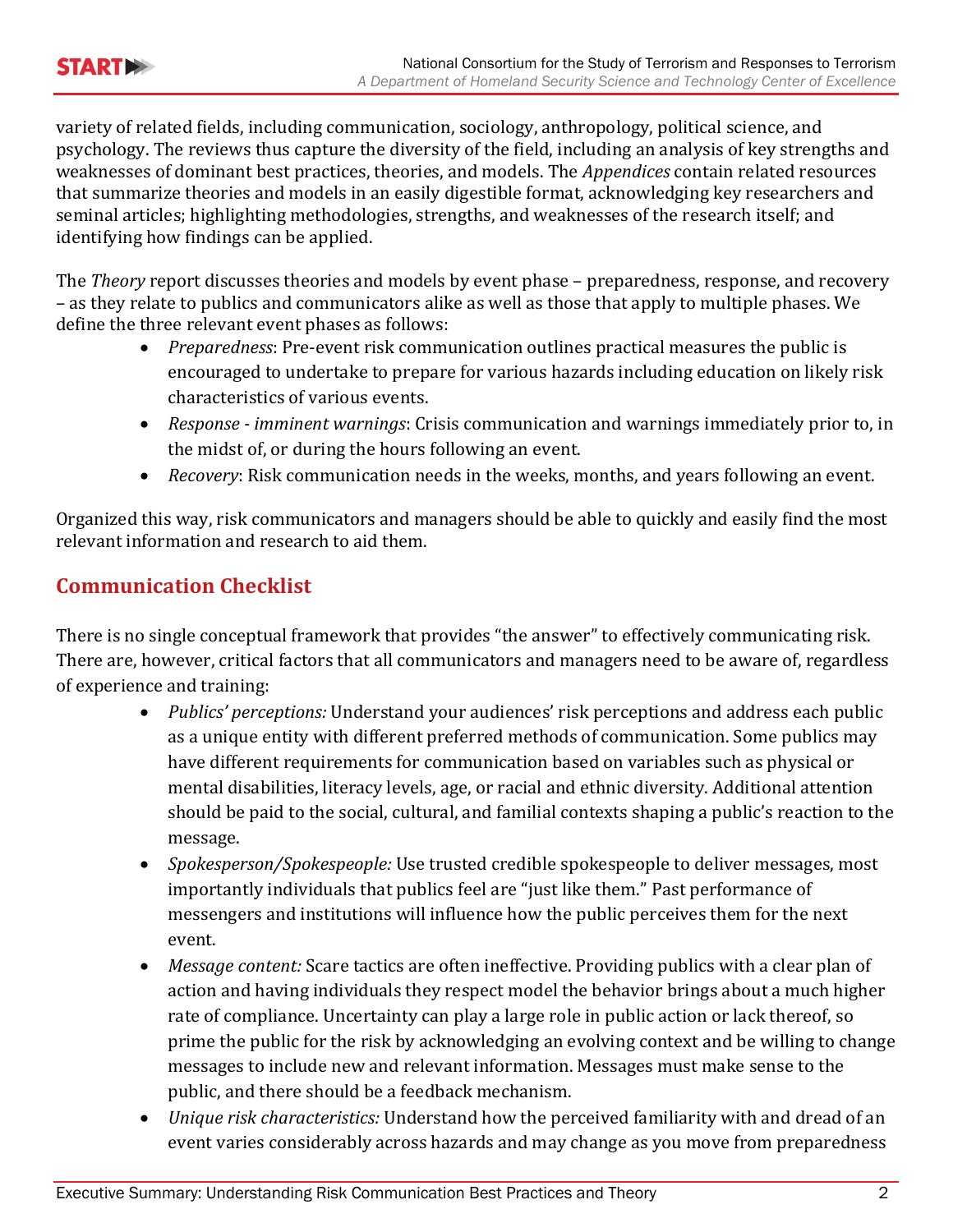variety of related fields, including communication, sociology, anthropology, political science, and psychology. The reviews thus capture the diversity of the field, including an analysis of key strengths and weaknesses of dominant best practices, theories, and models. The *Appendices* contain related resources that summarize theories and models in an easily digestible format, acknowledging key researchers and seminal articles; highlighting methodologies, strengths, and weaknesses of the research itself; and identifying how findings can be applied.

The *Theory* report discusses theories and models by event phase – preparedness, response, and recovery – as they relate to publics and communicators alike as well as those that apply to multiple phases. We define the three relevant event phases as follows:

- *Preparedness*: Pre-event risk communication outlines practical measures the public is encouraged to undertake to prepare for various hazards including education on likely risk characteristics of various events.
- *Response - imminent warnings*: Crisis communication and warnings immediately prior to, in the midst of, or during the hours following an event.
- *Recovery*: Risk communication needs in the weeks, months, and years following an event.

Organized this way, risk communicators and managers should be able to quickly and easily find the most relevant information and research to aid them.

## Communication Checklist

There is no single conceptual framework that provides "the answer" to effectively communicating risk. There are, however, critical factors that all communicators and managers need to be aware of, regardless of experience and training:

- *Publics' perceptions:* Understand your audiences' risk perceptions and address each public as a unique entity with different preferred methods of communication. Some publics may have different requirements for communication based on variables such as physical or mental disabilities, literacy levels, age, or racial and ethnic diversity. Additional attention should be paid to the social, cultural, and familial contexts shaping a public's reaction to the message.
- *Spokesperson/Spokespeople:* Use trusted credible spokespeople to deliver messages, most importantly individuals that publics feel are "just like them." Past performance of messengers and institutions will influence how the public perceives them for the next event.
- *Message content:* Scare tactics are often ineffective. Providing publics with a clear plan of action and having individuals they respect model the behavior brings about a much higher rate of compliance. Uncertainty can play a large role in public action or lack thereof, so prime the public for the risk by acknowledging an evolving context and be willing to change messages to include new and relevant information. Messages must make sense to the public, and there should be a feedback mechanism.
- *Unique risk characteristics:* Understand how the perceived familiarity with and dread of an event varies considerably across hazards and may change as you move from preparedness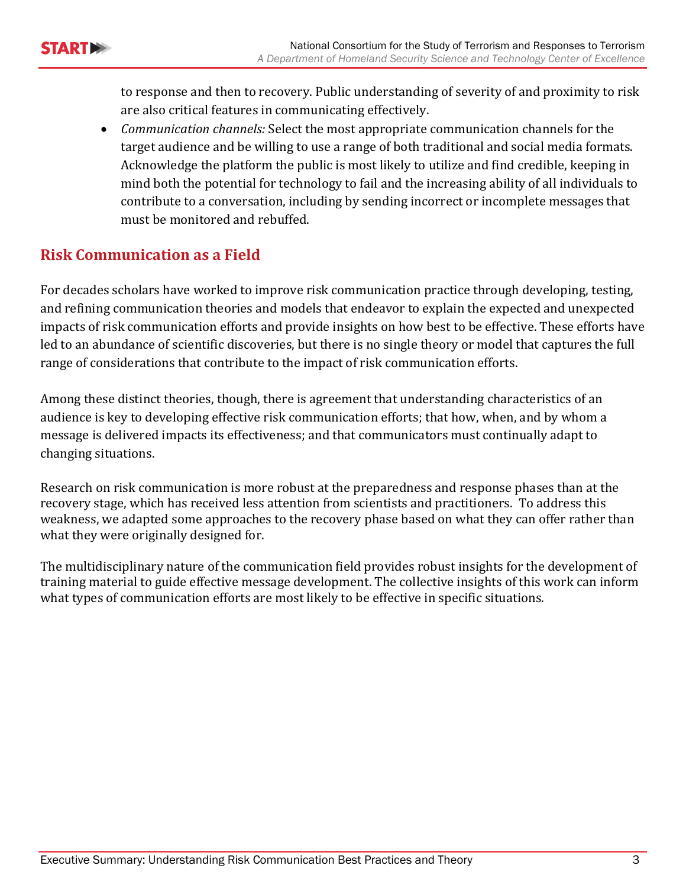to response and then to recovery. Public understanding of severity of and proximity to risk are also critical features in communicating effectively.

- *Communication channels:* Select the most appropriate communication channels for the target audience and be willing to use a range of both traditional and social media formats. Acknowledge the platform the public is most likely to utilize and find credible, keeping in mind both the potential for technology to fail and the increasing ability of all individuals to contribute to a conversation, including by sending incorrect or incomplete messages that must be monitored and rebuffed.

## Risk Communication as a Field

For decades scholars have worked to improve risk communication practice through developing, testing, and refining communication theories and models that endeavor to explain the expected and unexpected impacts of risk communication efforts and provide insights on how best to be effective. These efforts have led to an abundance of scientific discoveries, but there is no single theory or model that captures the full range of considerations that contribute to the impact of risk communication efforts.

Among these distinct theories, though, there is agreement that understanding characteristics of an audience is key to developing effective risk communication efforts; that how, when, and by whom a message is delivered impacts its effectiveness; and that communicators must continually adapt to changing situations.

Research on risk communication is more robust at the preparedness and response phases than at the recovery stage, which has received less attention from scientists and practitioners. To address this weakness, we adapted some approaches to the recovery phase based on what they can offer rather than what they were originally designed for.

The multidisciplinary nature of the communication field provides robust insights for the development of training material to guide effective message development. The collective insights of this work can inform what types of communication efforts are most likely to be effective in specific situations.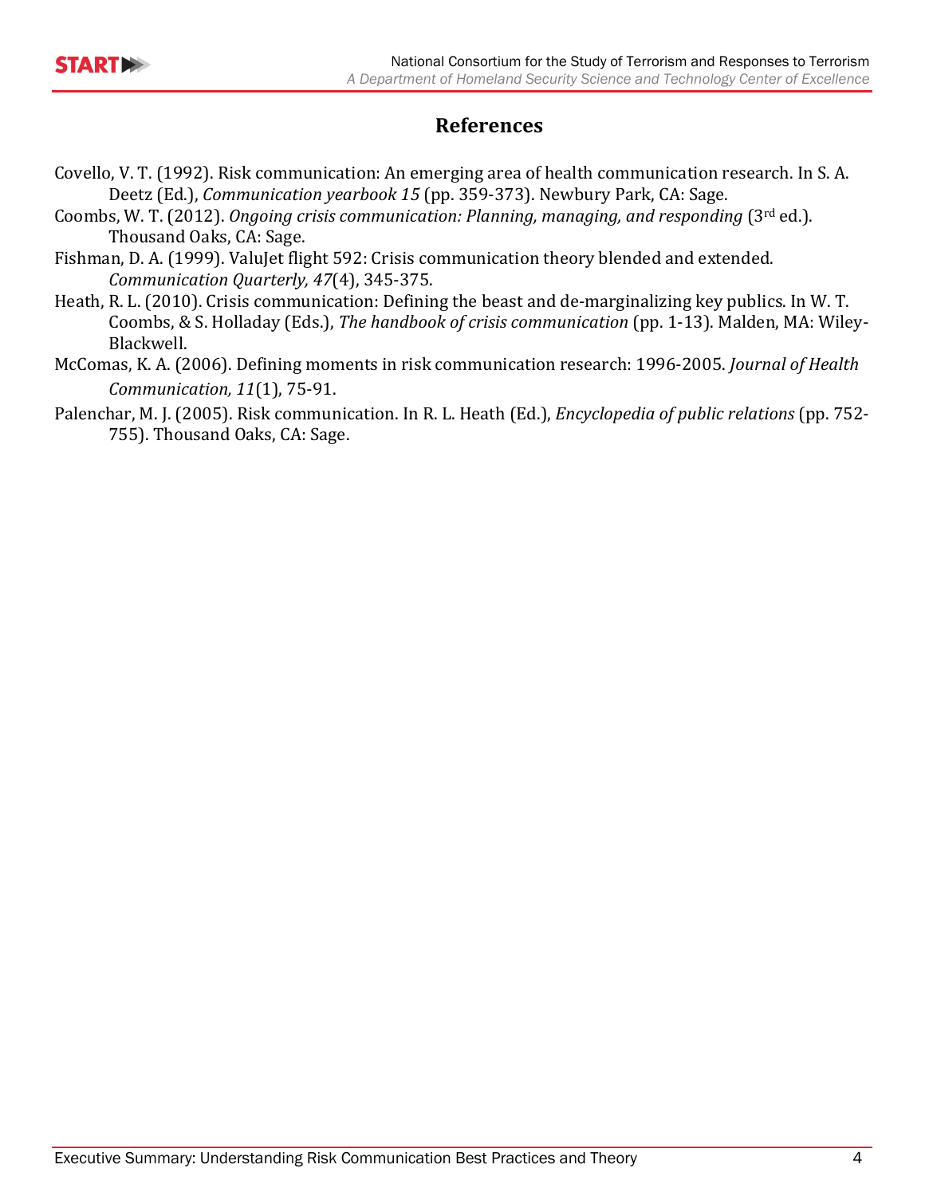## References

Covello, V. T. (1992). Risk communication: An emerging area of health communication research. In S. A. Deetz (Ed.), *Communication yearbook 15* (pp. 359-373). Newbury Park, CA: Sage.

Coombs, W. T. (2012). *Ongoing crisis communication: Planning, managing, and responding* (3rd ed.). Thousand Oaks, CA: Sage.

Fishman, D. A. (1999). ValuJet flight 592: Crisis communication theory blended and extended. *Communication Quarterly, 47*(4), 345-375.

Heath, R. L. (2010). Crisis communication: Defining the beast and de-marginalizing key publics. In W. T. Coombs, & S. Holladay (Eds.), *The handbook of crisis communication* (pp. 1-13). Malden, MA: Wiley-Blackwell.

McComas, K. A. (2006). Defining moments in risk communication research: 1996-2005. *Journal of Health Communication, 11*(1), 75-91.

Palenchar, M. J. (2005). Risk communication. In R. L. Heath (Ed.), *Encyclopedia of public relations* (pp. 752-755). Thousand Oaks, CA: Sage.